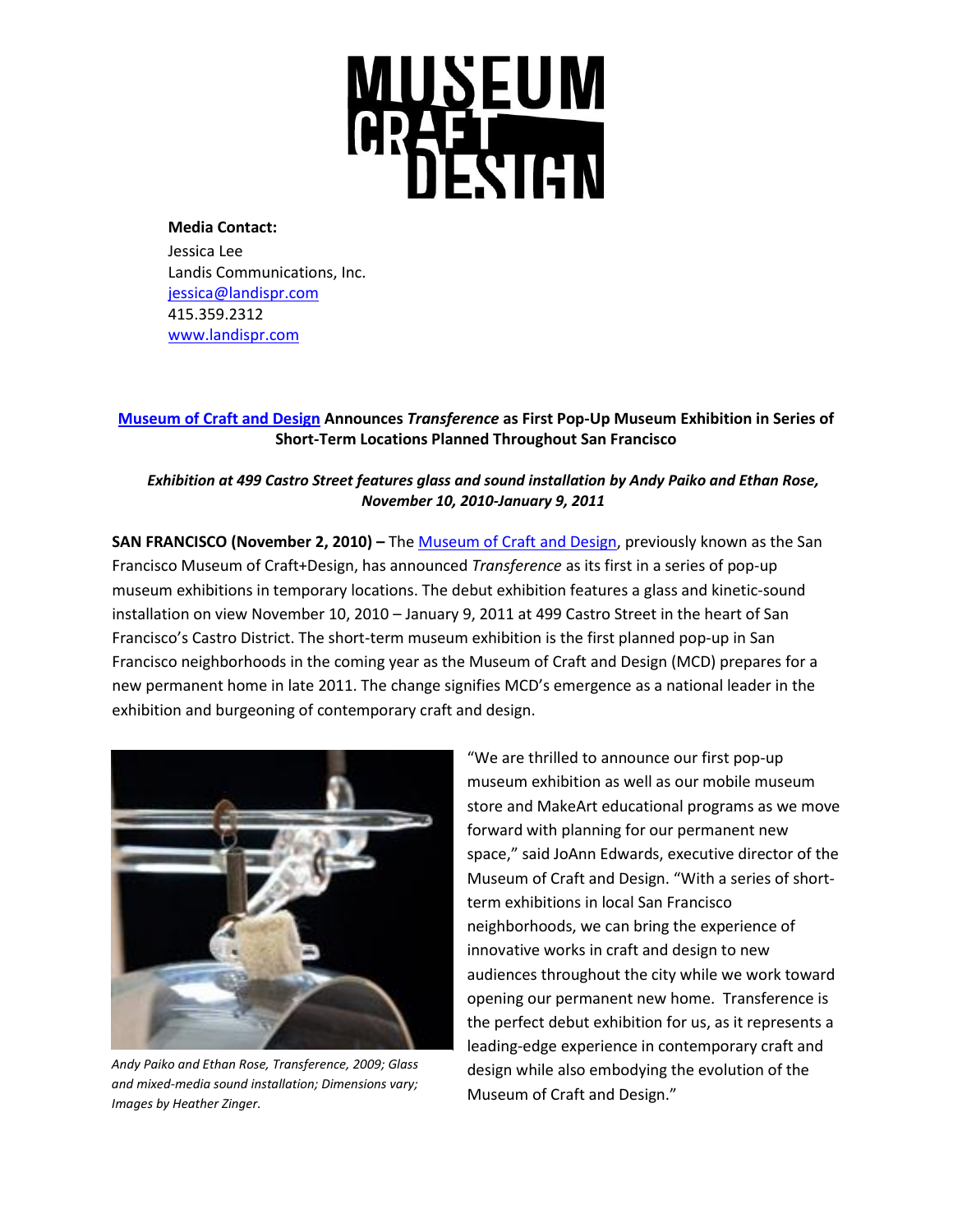**Media Contact:**
Jessica Lee
Landis Communications, Inc.
jessica@landispr.com
415.359.2312
www.landispr.com

**Museum of Craft and Design Announces *Transference* as First Pop-Up Museum Exhibition in Series of Short-Term Locations Planned Throughout San Francisco**

***Exhibition at 499 Castro Street features glass and sound installation by Andy Paiko and Ethan Rose, November 10, 2010-January 9, 2011***

**SAN FRANCISCO (November 2, 2010) –** The Museum of Craft and Design, previously known as the San Francisco Museum of Craft+Design, has announced *Transference* as its first in a series of pop-up museum exhibitions in temporary locations. The debut exhibition features a glass and kinetic-sound installation on view November 10, 2010 – January 9, 2011 at 499 Castro Street in the heart of San Francisco's Castro District. The short-term museum exhibition is the first planned pop-up in San Francisco neighborhoods in the coming year as the Museum of Craft and Design (MCD) prepares for a new permanent home in late 2011. The change signifies MCD's emergence as a national leader in the exhibition and burgeoning of contemporary craft and design.

*Andy Paiko and Ethan Rose, Transference, 2009; Glass and mixed-media sound installation; Dimensions vary; Images by Heather Zinger.*

"We are thrilled to announce our first pop-up museum exhibition as well as our mobile museum store and MakeArt educational programs as we move forward with planning for our permanent new space," said JoAnn Edwards, executive director of the Museum of Craft and Design. "With a series of short-term exhibitions in local San Francisco neighborhoods, we can bring the experience of innovative works in craft and design to new audiences throughout the city while we work toward opening our permanent new home. Transference is the perfect debut exhibition for us, as it represents a leading-edge experience in contemporary craft and design while also embodying the evolution of the Museum of Craft and Design."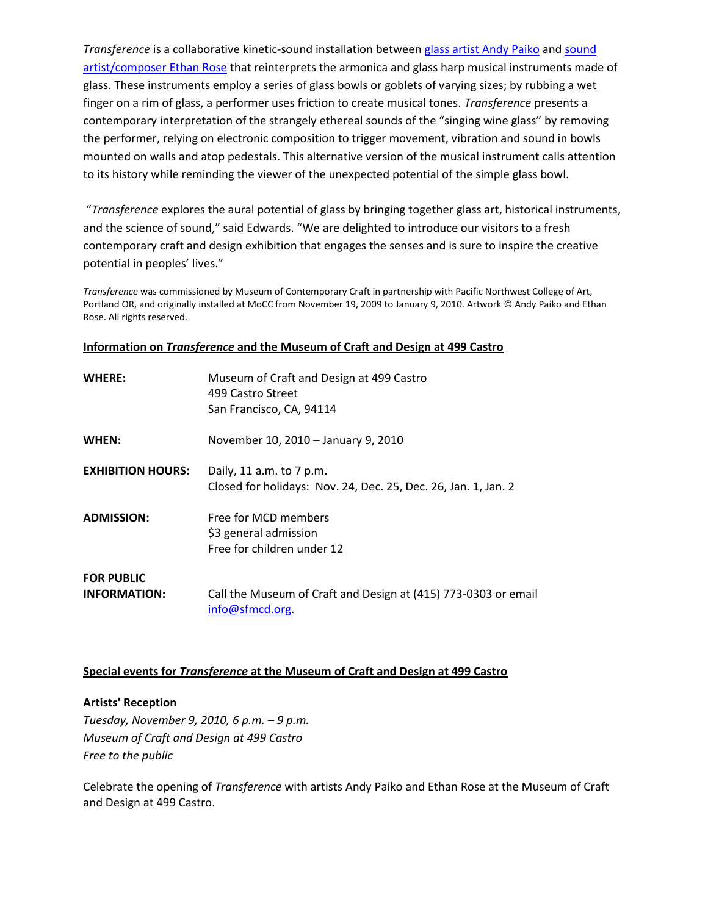*Transference* is a collaborative kinetic-sound installation between [glass artist Andy Paiko] and [sound artist/composer Ethan Rose] that reinterprets the armonica and glass harp musical instruments made of glass. These instruments employ a series of glass bowls or goblets of varying sizes; by rubbing a wet finger on a rim of glass, a performer uses friction to create musical tones. *Transference* presents a contemporary interpretation of the strangely ethereal sounds of the "singing wine glass" by removing the performer, relying on electronic composition to trigger movement, vibration and sound in bowls mounted on walls and atop pedestals. This alternative version of the musical instrument calls attention to its history while reminding the viewer of the unexpected potential of the simple glass bowl.

"*Transference* explores the aural potential of glass by bringing together glass art, historical instruments, and the science of sound," said Edwards. "We are delighted to introduce our visitors to a fresh contemporary craft and design exhibition that engages the senses and is sure to inspire the creative potential in peoples' lives."

*Transference* was commissioned by Museum of Contemporary Craft in partnership with Pacific Northwest College of Art, Portland OR, and originally installed at MoCC from November 19, 2009 to January 9, 2010. Artwork © Andy Paiko and Ethan Rose. All rights reserved.

## Information on *Transference* and the Museum of Craft and Design at 499 Castro

| | |
|---|---|
| **WHERE:** | Museum of Craft and Design at 499 Castro<br>499 Castro Street<br>San Francisco, CA, 94114 |
| **WHEN:** | November 10, 2010 – January 9, 2010 |
| **EXHIBITION HOURS:** | Daily, 11 a.m. to 7 p.m.<br>Closed for holidays: Nov. 24, Dec. 25, Dec. 26, Jan. 1, Jan. 2 |
| **ADMISSION:** | Free for MCD members<br>$3 general admission<br>Free for children under 12 |
| **FOR PUBLIC INFORMATION:** | Call the Museum of Craft and Design at (415) 773-0303 or email info@sfmcd.org. |

## Special events for *Transference* at the Museum of Craft and Design at 499 Castro

**Artists' Reception**
*Tuesday, November 9, 2010, 6 p.m. – 9 p.m.*
*Museum of Craft and Design at 499 Castro*
*Free to the public*

Celebrate the opening of *Transference* with artists Andy Paiko and Ethan Rose at the Museum of Craft and Design at 499 Castro.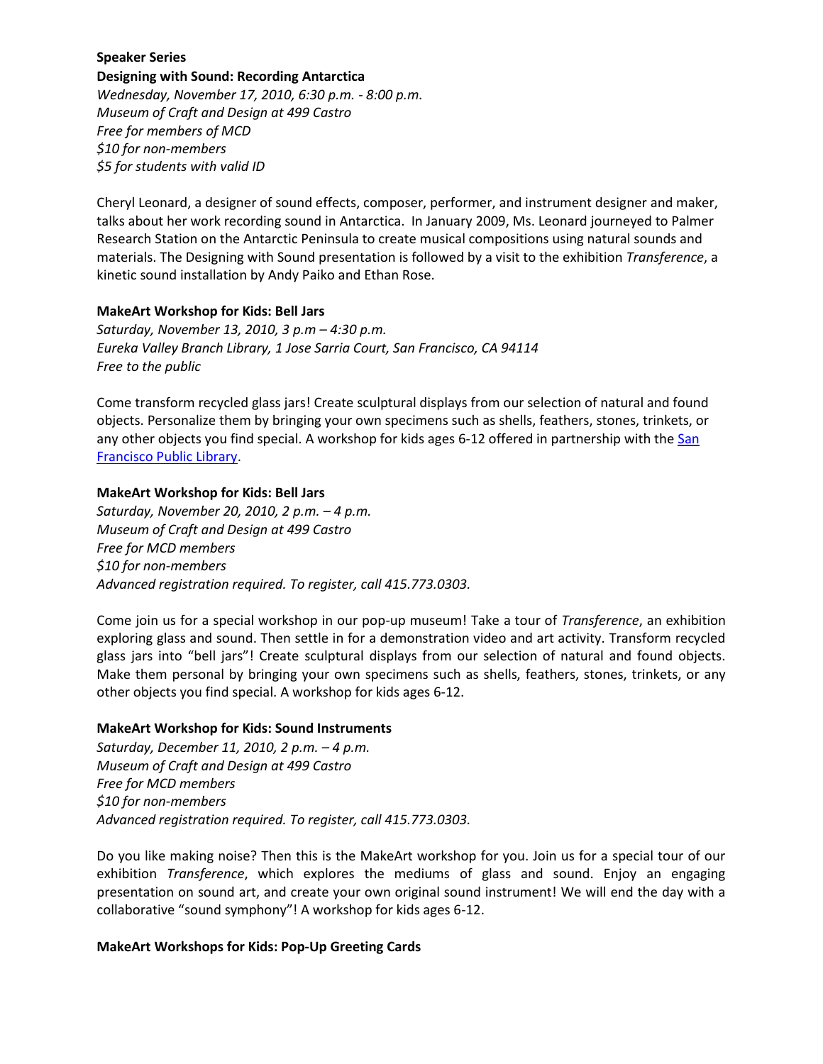**Speaker Series**

**Designing with Sound: Recording Antarctica**

*Wednesday, November 17, 2010, 6:30 p.m. - 8:00 p.m.*
*Museum of Craft and Design at 499 Castro*
*Free for members of MCD*
*$10 for non-members*
*$5 for students with valid ID*

Cheryl Leonard, a designer of sound effects, composer, performer, and instrument designer and maker, talks about her work recording sound in Antarctica. In January 2009, Ms. Leonard journeyed to Palmer Research Station on the Antarctic Peninsula to create musical compositions using natural sounds and materials. The Designing with Sound presentation is followed by a visit to the exhibition *Transference*, a kinetic sound installation by Andy Paiko and Ethan Rose.

**MakeArt Workshop for Kids: Bell Jars**

*Saturday, November 13, 2010, 3 p.m – 4:30 p.m.*
*Eureka Valley Branch Library, 1 Jose Sarria Court, San Francisco, CA 94114*
*Free to the public*

Come transform recycled glass jars! Create sculptural displays from our selection of natural and found objects. Personalize them by bringing your own specimens such as shells, feathers, stones, trinkets, or any other objects you find special. A workshop for kids ages 6-12 offered in partnership with the San Francisco Public Library.

**MakeArt Workshop for Kids: Bell Jars**

*Saturday, November 20, 2010, 2 p.m. – 4 p.m.*
*Museum of Craft and Design at 499 Castro*
*Free for MCD members*
*$10 for non-members*
*Advanced registration required. To register, call 415.773.0303.*

Come join us for a special workshop in our pop-up museum! Take a tour of *Transference*, an exhibition exploring glass and sound. Then settle in for a demonstration video and art activity. Transform recycled glass jars into "bell jars"! Create sculptural displays from our selection of natural and found objects. Make them personal by bringing your own specimens such as shells, feathers, stones, trinkets, or any other objects you find special. A workshop for kids ages 6-12.

**MakeArt Workshop for Kids: Sound Instruments**

*Saturday, December 11, 2010, 2 p.m. – 4 p.m.*
*Museum of Craft and Design at 499 Castro*
*Free for MCD members*
*$10 for non-members*
*Advanced registration required. To register, call 415.773.0303.*

Do you like making noise? Then this is the MakeArt workshop for you. Join us for a special tour of our exhibition *Transference*, which explores the mediums of glass and sound. Enjoy an engaging presentation on sound art, and create your own original sound instrument! We will end the day with a collaborative "sound symphony"! A workshop for kids ages 6-12.

**MakeArt Workshops for Kids: Pop-Up Greeting Cards**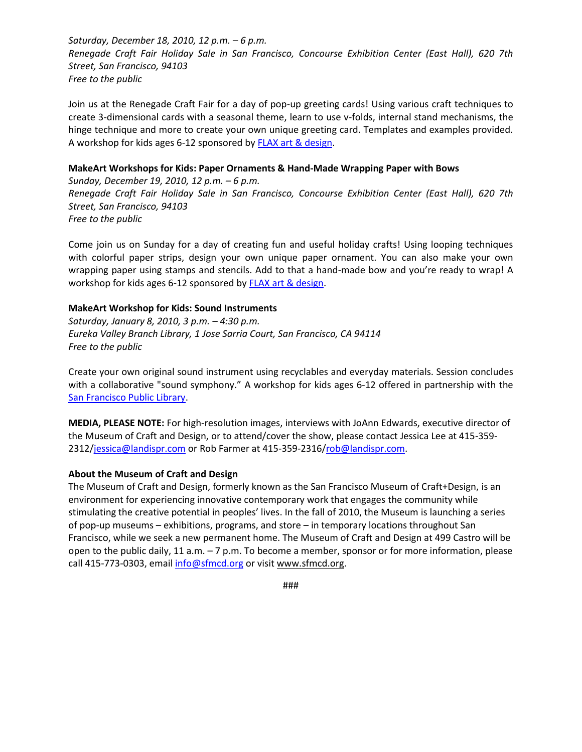*Saturday, December 18, 2010, 12 p.m. – 6 p.m.*
*Renegade Craft Fair Holiday Sale in San Francisco, Concourse Exhibition Center (East Hall), 620 7th Street, San Francisco, 94103*
*Free to the public*

Join us at the Renegade Craft Fair for a day of pop-up greeting cards! Using various craft techniques to create 3-dimensional cards with a seasonal theme, learn to use v-folds, internal stand mechanisms, the hinge technique and more to create your own unique greeting card. Templates and examples provided. A workshop for kids ages 6-12 sponsored by FLAX art & design.

**MakeArt Workshops for Kids: Paper Ornaments & Hand-Made Wrapping Paper with Bows**
*Sunday, December 19, 2010, 12 p.m. – 6 p.m.*
*Renegade Craft Fair Holiday Sale in San Francisco, Concourse Exhibition Center (East Hall), 620 7th Street, San Francisco, 94103*
*Free to the public*

Come join us on Sunday for a day of creating fun and useful holiday crafts! Using looping techniques with colorful paper strips, design your own unique paper ornament. You can also make your own wrapping paper using stamps and stencils. Add to that a hand-made bow and you're ready to wrap! A workshop for kids ages 6-12 sponsored by FLAX art & design.

**MakeArt Workshop for Kids: Sound Instruments**
*Saturday, January 8, 2010, 3 p.m. – 4:30 p.m.*
*Eureka Valley Branch Library, 1 Jose Sarria Court, San Francisco, CA 94114*
*Free to the public*

Create your own original sound instrument using recyclables and everyday materials. Session concludes with a collaborative "sound symphony." A workshop for kids ages 6-12 offered in partnership with the San Francisco Public Library.

**MEDIA, PLEASE NOTE:** For high-resolution images, interviews with JoAnn Edwards, executive director of the Museum of Craft and Design, or to attend/cover the show, please contact Jessica Lee at 415-359-2312/jessica@landispr.com or Rob Farmer at 415-359-2316/rob@landispr.com.

**About the Museum of Craft and Design**
The Museum of Craft and Design, formerly known as the San Francisco Museum of Craft+Design, is an environment for experiencing innovative contemporary work that engages the community while stimulating the creative potential in peoples' lives. In the fall of 2010, the Museum is launching a series of pop-up museums – exhibitions, programs, and store – in temporary locations throughout San Francisco, while we seek a new permanent home. The Museum of Craft and Design at 499 Castro will be open to the public daily, 11 a.m. – 7 p.m. To become a member, sponsor or for more information, please call 415-773-0303, email info@sfmcd.org or visit www.sfmcd.org.

###